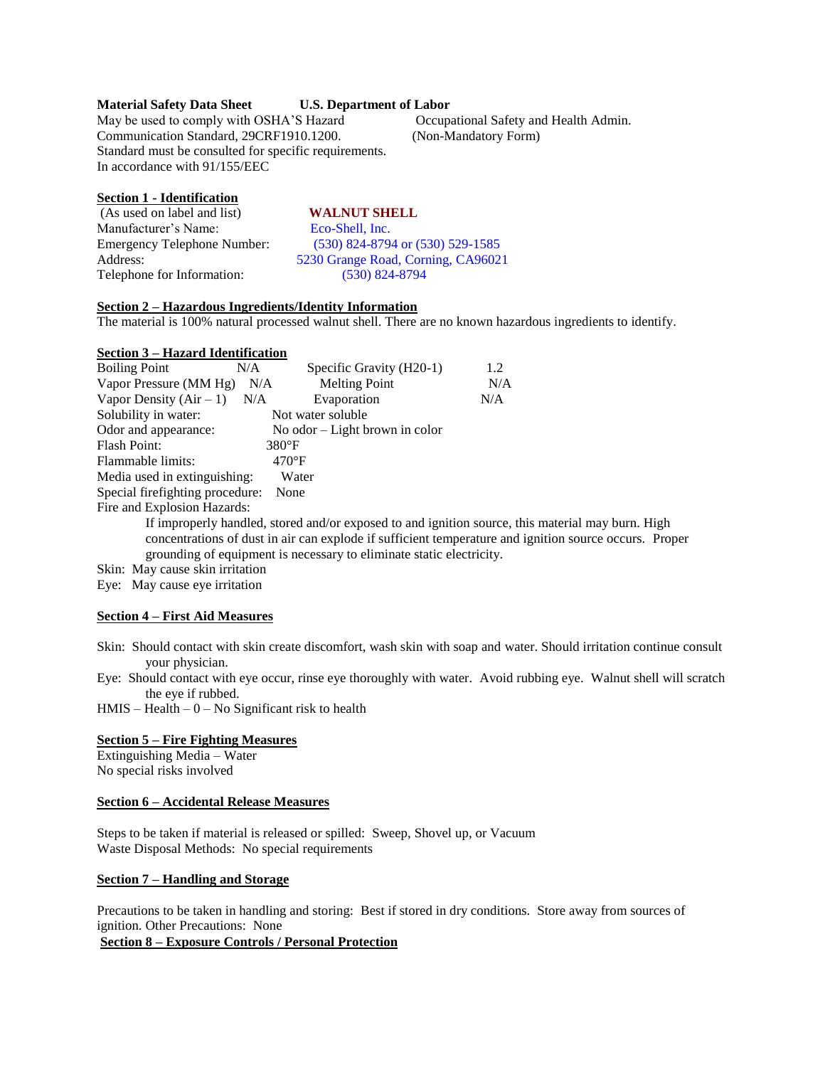**Material Safety Data Sheet** **U.S. Department of Labor**

May be used to comply with OSHA'S Hazard Communication Standard, 29CRF1910.1200. Standard must be consulted for specific requirements.
In accordance with 91/155/EEC

Occupational Safety and Health Admin.
(Non-Mandatory Form)

## Section 1 - Identification

| | |
|---|---|
| (As used on label and list) | **WALNUT SHELL** |
| Manufacturer's Name: | Eco-Shell, Inc. |
| Emergency Telephone Number: | (530) 824-8794 or (530) 529-1585 |
| Address: | 5230 Grange Road, Corning, CA96021 |
| Telephone for Information: | (530) 824-8794 |

## Section 2 – Hazardous Ingredients/Identity Information

The material is 100% natural processed walnut shell. There are no known hazardous ingredients to identify.

## Section 3 – Hazard Identification

| | | | |
|---|---|---|---|
| Boiling Point | N/A | Specific Gravity (H20-1) | 1.2 |
| Vapor Pressure (MM Hg) | N/A | Melting Point | N/A |
| Vapor Density (Air – 1) | N/A | Evaporation | N/A |

Solubility in water: Not water soluble
Odor and appearance: No odor – Light brown in color
Flash Point: 380°F
Flammable limits: 470°F
Media used in extinguishing: Water
Special firefighting procedure: None
Fire and Explosion Hazards:

If improperly handled, stored and/or exposed to and ignition source, this material may burn. High concentrations of dust in air can explode if sufficient temperature and ignition source occurs. Proper grounding of equipment is necessary to eliminate static electricity.

Skin: May cause skin irritation
Eye: May cause eye irritation

## Section 4 – First Aid Measures

Skin: Should contact with skin create discomfort, wash skin with soap and water. Should irritation continue consult your physician.

Eye: Should contact with eye occur, rinse eye thoroughly with water. Avoid rubbing eye. Walnut shell will scratch the eye if rubbed.

HMIS – Health – 0 – No Significant risk to health

## Section 5 – Fire Fighting Measures

Extinguishing Media – Water
No special risks involved

## Section 6 – Accidental Release Measures

Steps to be taken if material is released or spilled: Sweep, Shovel up, or Vacuum
Waste Disposal Methods: No special requirements

## Section 7 – Handling and Storage

Precautions to be taken in handling and storing: Best if stored in dry conditions. Store away from sources of ignition. Other Precautions: None

## Section 8 – Exposure Controls / Personal Protection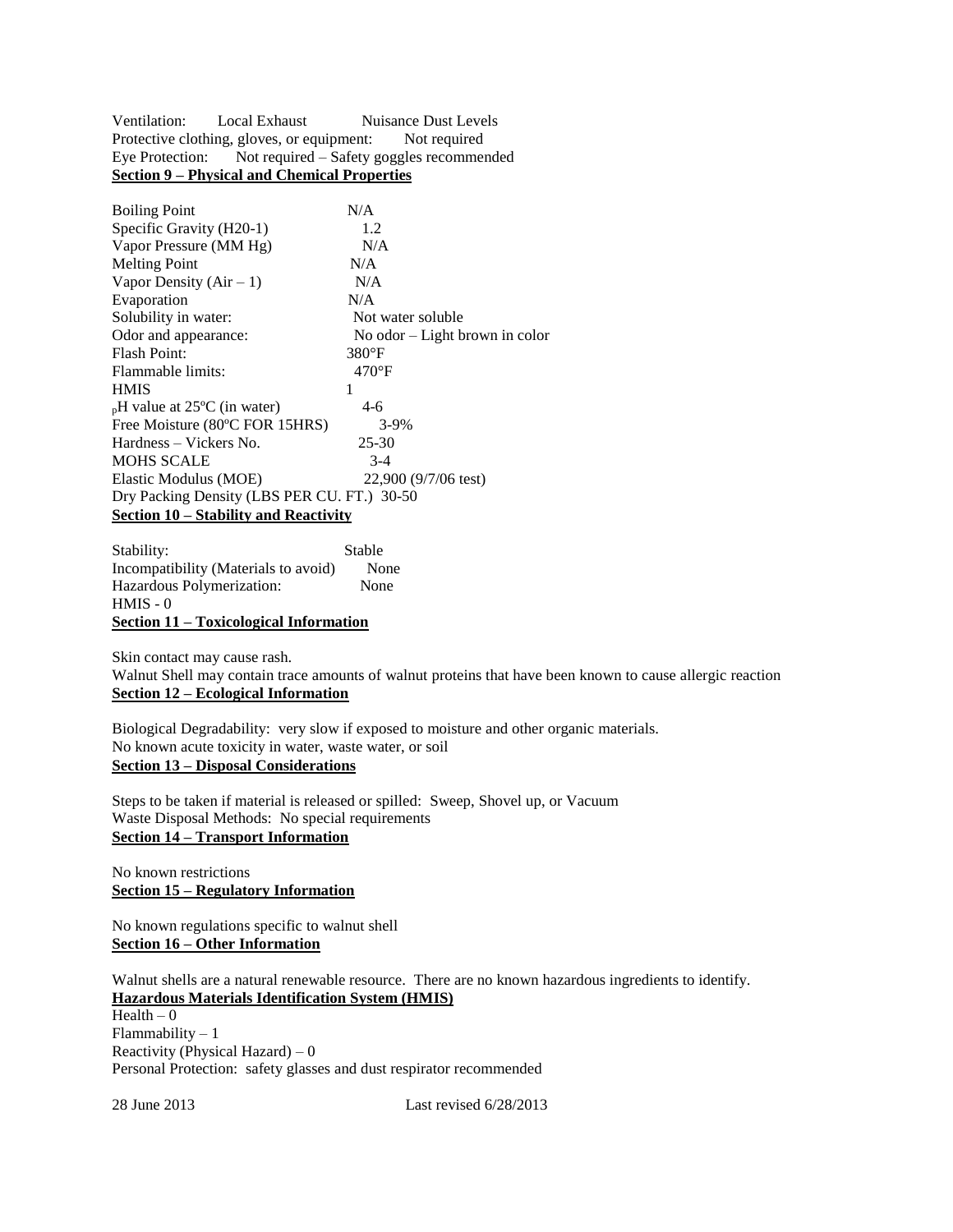Ventilation: Local Exhaust Nuisance Dust Levels
Protective clothing, gloves, or equipment: Not required
Eye Protection: Not required – Safety goggles recommended

## Section 9 – Physical and Chemical Properties

| | |
|---|---|
| Boiling Point | N/A |
| Specific Gravity (H20-1) | 1.2 |
| Vapor Pressure (MM Hg) | N/A |
| Melting Point | N/A |
| Vapor Density (Air – 1) | N/A |
| Evaporation | N/A |
| Solubility in water: | Not water soluble |
| Odor and appearance: | No odor – Light brown in color |
| Flash Point: | 380°F |
| Flammable limits: | 470°F |
| HMIS | 1 |
| pH value at 25ºC (in water) | 4-6 |
| Free Moisture (80ºC FOR 15HRS) | 3-9% |
| Hardness – Vickers No. | 25-30 |
| MOHS SCALE | 3-4 |
| Elastic Modulus (MOE) | 22,900 (9/7/06 test) |
| Dry Packing Density (LBS PER CU. FT.) | 30-50 |

## Section 10 – Stability and Reactivity

| | |
|---|---|
| Stability: | Stable |
| Incompatibility (Materials to avoid) | None |
| Hazardous Polymerization: | None |
| HMIS - 0 | |

## Section 11 – Toxicological Information

Skin contact may cause rash.
Walnut Shell may contain trace amounts of walnut proteins that have been known to cause allergic reaction

## Section 12 – Ecological Information

Biological Degradability: very slow if exposed to moisture and other organic materials.
No known acute toxicity in water, waste water, or soil

## Section 13 – Disposal Considerations

Steps to be taken if material is released or spilled: Sweep, Shovel up, or Vacuum
Waste Disposal Methods: No special requirements

## Section 14 – Transport Information

No known restrictions

## Section 15 – Regulatory Information

No known regulations specific to walnut shell

## Section 16 – Other Information

Walnut shells are a natural renewable resource. There are no known hazardous ingredients to identify.

## Hazardous Materials Identification System (HMIS)

Health – 0
Flammability – 1
Reactivity (Physical Hazard) – 0
Personal Protection: safety glasses and dust respirator recommended

28 June 2013 Last revised 6/28/2013